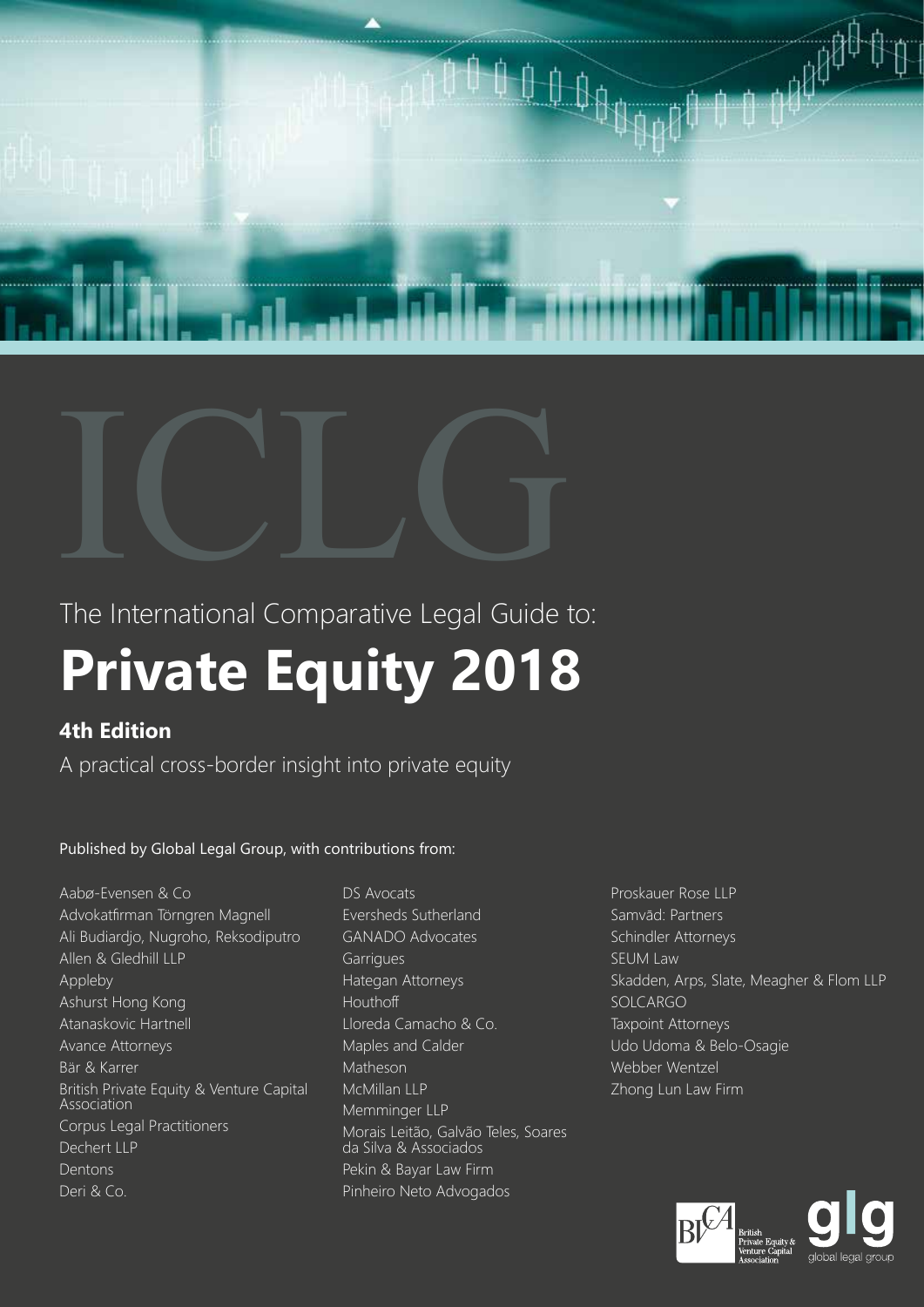ICLG

The International Comparative Legal Guide to:

# Private Equity 2018

**4th Edition**

A practical cross-border insight into private equity

Published by Global Legal Group, with contributions from:

Aabø-Evensen & Co
Advokatfirman Törngren Magnell
Ali Budiardjo, Nugroho, Reksodiputro
Allen & Gledhill LLP
Appleby
Ashurst Hong Kong
Atanaskovic Hartnell
Avance Attorneys
Bär & Karrer
British Private Equity & Venture Capital Association
Corpus Legal Practitioners
Dechert LLP
Dentons
Deri & Co.
DS Avocats
Eversheds Sutherland
GANADO Advocates
Garrigues
Hategan Attorneys
Houthoff
Lloreda Camacho & Co.
Maples and Calder
Matheson
McMillan LLP
Memminger LLP
Morais Leitão, Galvão Teles, Soares da Silva & Associados
Pekin & Bayar Law Firm
Pinheiro Neto Advogados
Proskauer Rose LLP
Samvād: Partners
Schindler Attorneys
SEUM Law
Skadden, Arps, Slate, Meagher & Flom LLP
SOLCARGO
Taxpoint Attorneys
Udo Udoma & Belo-Osagie
Webber Wentzel
Zhong Lun Law Firm

BVCA British Private Equity & Venture Capital Association

glg global legal group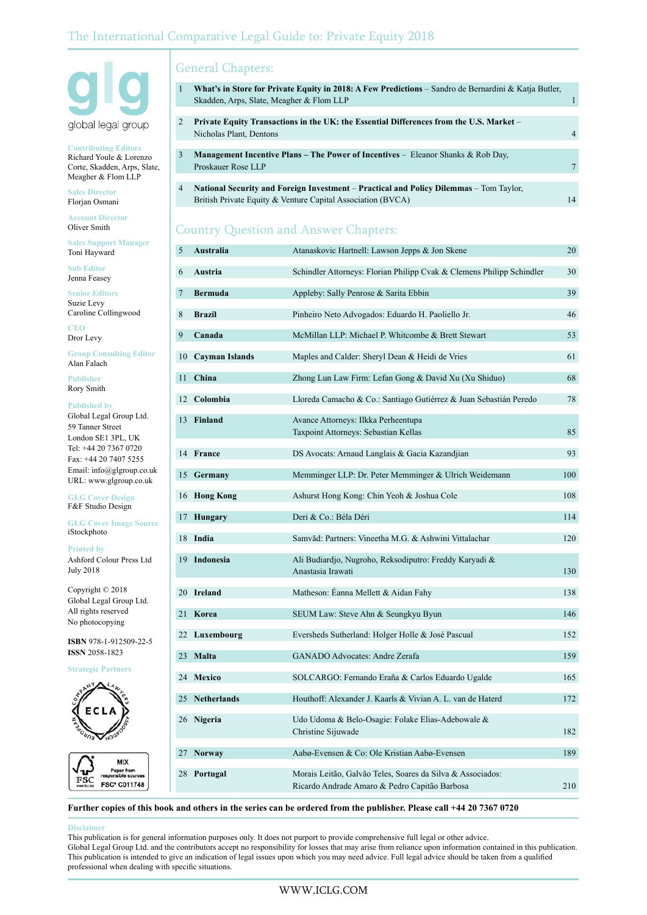# The International Comparative Legal Guide to: Private Equity 2018

global legal group

**Contributing Editors**
Richard Youle & Lorenzo Corte, Skadden, Arps, Slate, Meagher & Flom LLP

**Sales Director**
Florjan Osmani

**Account Director**
Oliver Smith

**Sales Support Manager**
Toni Hayward

**Sub Editor**
Jenna Feasey

**Senior Editors**
Suzie Levy
Caroline Collingwood

**CEO**
Dror Levy

**Group Consulting Editor**
Alan Falach

**Publisher**
Rory Smith

**Published by**
Global Legal Group Ltd.
59 Tanner Street
London SE1 3PL, UK
Tel: +44 20 7367 0720
Fax: +44 20 7407 5255
Email: info@glgroup.co.uk
URL: www.glgroup.co.uk

**GLG Cover Design**
F&F Studio Design

**GLG Cover Image Source**
iStockphoto

**Printed by**
Ashford Colour Press Ltd
July 2018

Copyright © 2018
Global Legal Group Ltd.
All rights reserved
No photocopying

**ISBN** 978-1-912509-22-5
**ISSN** 2058-1823

**Strategic Partners**

ECLA – European Company Lawyers Association

FSC MIX Paper from responsible sources FSC® C011748

## General Chapters:

| | | |
|---|---|---|
| 1 | **What's in Store for Private Equity in 2018: A Few Predictions** – Sandro de Bernardini & Katja Butler, Skadden, Arps, Slate, Meagher & Flom LLP | 1 |
| 2 | **Private Equity Transactions in the UK: the Essential Differences from the U.S. Market** – Nicholas Plant, Dentons | 4 |
| 3 | **Management Incentive Plans – The Power of Incentives** – Eleanor Shanks & Rob Day, Proskauer Rose LLP | 7 |
| 4 | **National Security and Foreign Investment – Practical and Policy Dilemmas** – Tom Taylor, British Private Equity & Venture Capital Association (BVCA) | 14 |

## Country Question and Answer Chapters:

| | | | |
|---|---|---|---|
| 5 | **Australia** | Atanaskovic Hartnell: Lawson Jepps & Jon Skene | 20 |
| 6 | **Austria** | Schindler Attorneys: Florian Philipp Cvak & Clemens Philipp Schindler | 30 |
| 7 | **Bermuda** | Appleby: Sally Penrose & Sarita Ebbin | 39 |
| 8 | **Brazil** | Pinheiro Neto Advogados: Eduardo H. Paoliello Jr. | 46 |
| 9 | **Canada** | McMillan LLP: Michael P. Whitcombe & Brett Stewart | 53 |
| 10 | **Cayman Islands** | Maples and Calder: Sheryl Dean & Heidi de Vries | 61 |
| 11 | **China** | Zhong Lun Law Firm: Lefan Gong & David Xu (Xu Shiduo) | 68 |
| 12 | **Colombia** | Lloreda Camacho & Co.: Santiago Gutiérrez & Juan Sebastián Peredo | 78 |
| 13 | **Finland** | Avance Attorneys: Ilkka Perheentupa<br>Taxpoint Attorneys: Sebastian Kellas | 85 |
| 14 | **France** | DS Avocats: Arnaud Langlais & Gacia Kazandjian | 93 |
| 15 | **Germany** | Memminger LLP: Dr. Peter Memminger & Ulrich Weidemann | 100 |
| 16 | **Hong Kong** | Ashurst Hong Kong: Chin Yeoh & Joshua Cole | 108 |
| 17 | **Hungary** | Deri & Co.: Béla Déri | 114 |
| 18 | **India** | Samvād: Partners: Vineetha M.G. & Ashwini Vittalachar | 120 |
| 19 | **Indonesia** | Ali Budiardjo, Nugroho, Reksodiputro: Freddy Karyadi & Anastasia Irawati | 130 |
| 20 | **Ireland** | Matheson: Éanna Mellett & Aidan Fahy | 138 |
| 21 | **Korea** | SEUM Law: Steve Ahn & Seungkyu Byun | 146 |
| 22 | **Luxembourg** | Eversheds Sutherland: Holger Holle & José Pascual | 152 |
| 23 | **Malta** | GANADO Advocates: Andre Zerafa | 159 |
| 24 | **Mexico** | SOLCARGO: Fernando Eraña & Carlos Eduardo Ugalde | 165 |
| 25 | **Netherlands** | Houthoff: Alexander J. Kaarls & Vivian A. L. van de Haterd | 172 |
| 26 | **Nigeria** | Udo Udoma & Belo-Osagie: Folake Elias-Adebowale & Christine Sijuwade | 182 |
| 27 | **Norway** | Aabø-Evensen & Co: Ole Kristian Aabø-Evensen | 189 |
| 28 | **Portugal** | Morais Leitão, Galvão Teles, Soares da Silva & Associados: Ricardo Andrade Amaro & Pedro Capitão Barbosa | 210 |

**Further copies of this book and others in the series can be ordered from the publisher. Please call +44 20 7367 0720**

**Disclaimer**
This publication is for general information purposes only. It does not purport to provide comprehensive full legal or other advice.
Global Legal Group Ltd. and the contributors accept no responsibility for losses that may arise from reliance upon information contained in this publication.
This publication is intended to give an indication of legal issues upon which you may need advice. Full legal advice should be taken from a qualified professional when dealing with specific situations.

WWW.ICLG.COM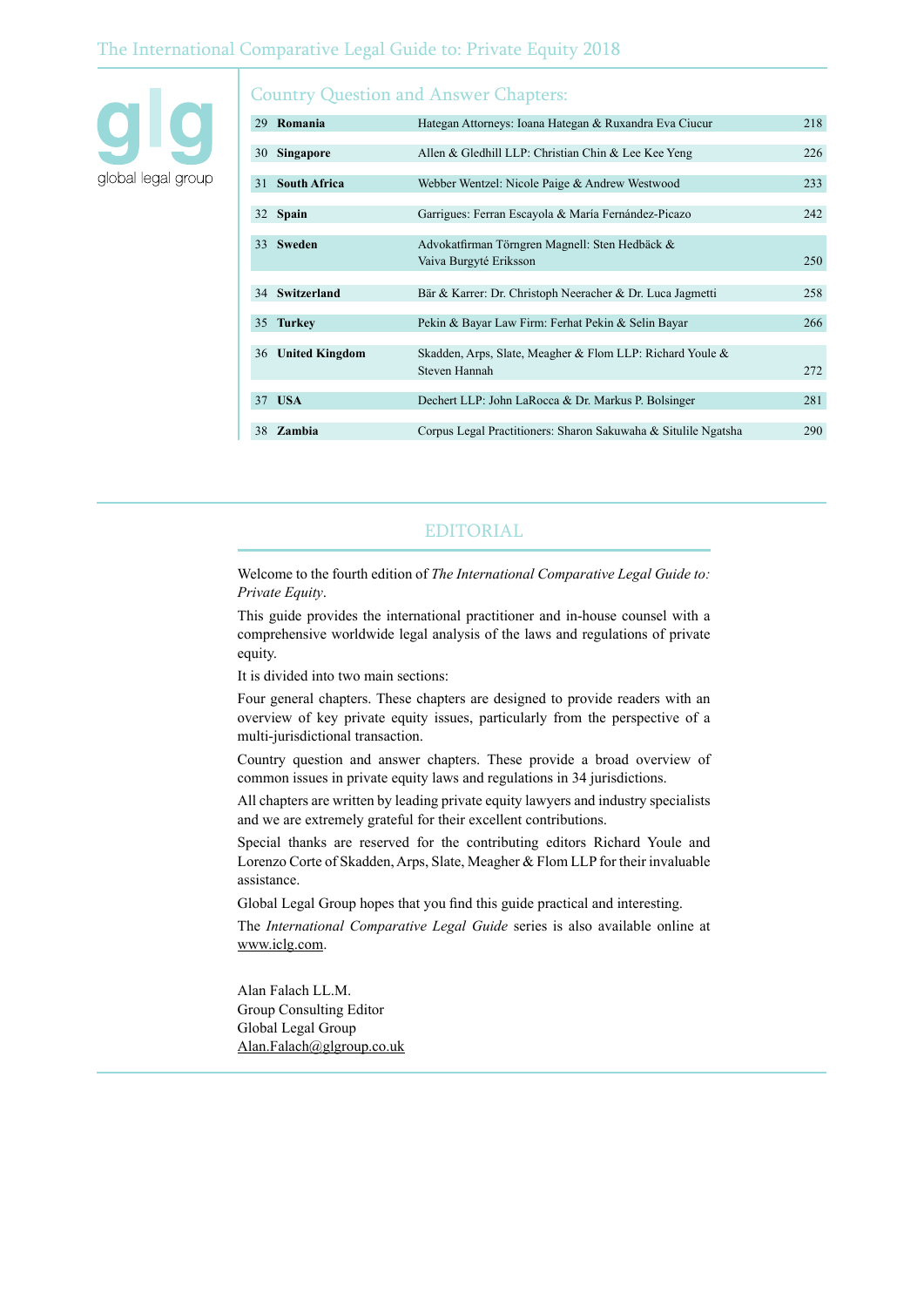## Country Question and Answer Chapters:

| | | | |
|---|---|---|---|
| 29 | **Romania** | Hategan Attorneys: Ioana Hategan & Ruxandra Eva Ciucur | 218 |
| 30 | **Singapore** | Allen & Gledhill LLP: Christian Chin & Lee Kee Yeng | 226 |
| 31 | **South Africa** | Webber Wentzel: Nicole Paige & Andrew Westwood | 233 |
| 32 | **Spain** | Garrigues: Ferran Escayola & María Fernández-Picazo | 242 |
| 33 | **Sweden** | Advokatfirman Törngren Magnell: Sten Hedbäck & Vaiva Burgyté Eriksson | 250 |
| 34 | **Switzerland** | Bär & Karrer: Dr. Christoph Neeracher & Dr. Luca Jagmetti | 258 |
| 35 | **Turkey** | Pekin & Bayar Law Firm: Ferhat Pekin & Selin Bayar | 266 |
| 36 | **United Kingdom** | Skadden, Arps, Slate, Meagher & Flom LLP: Richard Youle & Steven Hannah | 272 |
| 37 | **USA** | Dechert LLP: John LaRocca & Dr. Markus P. Bolsinger | 281 |
| 38 | **Zambia** | Corpus Legal Practitioners: Sharon Sakuwaha & Situlile Ngatsha | 290 |

## EDITORIAL

Welcome to the fourth edition of *The International Comparative Legal Guide to: Private Equity*.

This guide provides the international practitioner and in-house counsel with a comprehensive worldwide legal analysis of the laws and regulations of private equity.

It is divided into two main sections:

Four general chapters. These chapters are designed to provide readers with an overview of key private equity issues, particularly from the perspective of a multi-jurisdictional transaction.

Country question and answer chapters. These provide a broad overview of common issues in private equity laws and regulations in 34 jurisdictions.

All chapters are written by leading private equity lawyers and industry specialists and we are extremely grateful for their excellent contributions.

Special thanks are reserved for the contributing editors Richard Youle and Lorenzo Corte of Skadden, Arps, Slate, Meagher & Flom LLP for their invaluable assistance.

Global Legal Group hopes that you find this guide practical and interesting.

The *International Comparative Legal Guide* series is also available online at www.iclg.com.

Alan Falach LL.M.
Group Consulting Editor
Global Legal Group
Alan.Falach@glgroup.co.uk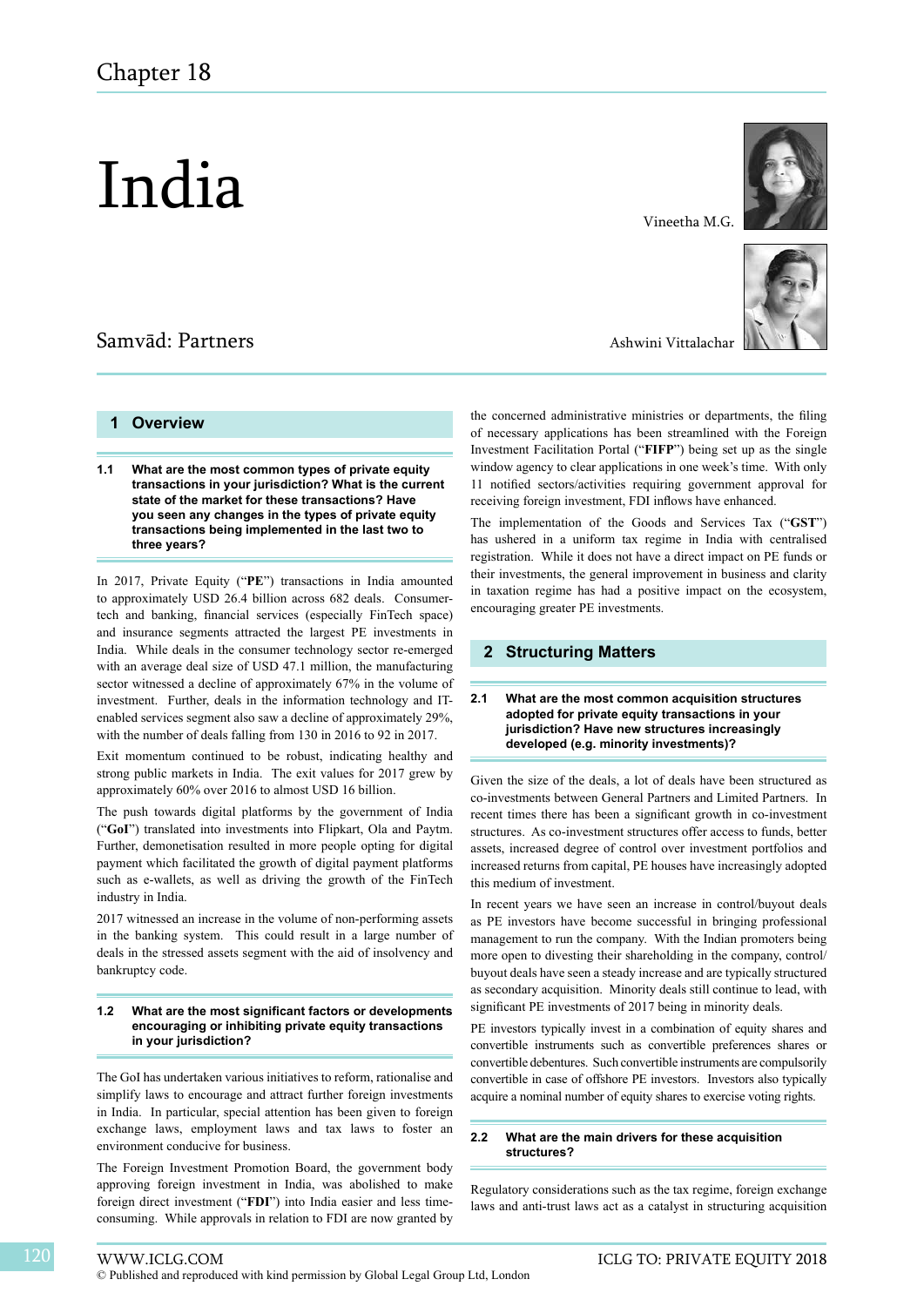# Chapter 18

# India

Vineetha M.G.

Ashwini Vittalachar

Samvād: Partners

## 1 Overview

### 1.1 What are the most common types of private equity transactions in your jurisdiction? What is the current state of the market for these transactions? Have you seen any changes in the types of private equity transactions being implemented in the last two to three years?

In 2017, Private Equity ("**PE**") transactions in India amounted to approximately USD 26.4 billion across 682 deals. Consumer-tech and banking, financial services (especially FinTech space) and insurance segments attracted the largest PE investments in India. While deals in the consumer technology sector re-emerged with an average deal size of USD 47.1 million, the manufacturing sector witnessed a decline of approximately 67% in the volume of investment. Further, deals in the information technology and IT-enabled services segment also saw a decline of approximately 29%, with the number of deals falling from 130 in 2016 to 92 in 2017.

Exit momentum continued to be robust, indicating healthy and strong public markets in India. The exit values for 2017 grew by approximately 60% over 2016 to almost USD 16 billion.

The push towards digital platforms by the government of India ("**GoI**") translated into investments into Flipkart, Ola and Paytm. Further, demonetisation resulted in more people opting for digital payment which facilitated the growth of digital payment platforms such as e-wallets, as well as driving the growth of the FinTech industry in India.

2017 witnessed an increase in the volume of non-performing assets in the banking system. This could result in a large number of deals in the stressed assets segment with the aid of insolvency and bankruptcy code.

### 1.2 What are the most significant factors or developments encouraging or inhibiting private equity transactions in your jurisdiction?

The GoI has undertaken various initiatives to reform, rationalise and simplify laws to encourage and attract further foreign investments in India. In particular, special attention has been given to foreign exchange laws, employment laws and tax laws to foster an environment conducive for business.

The Foreign Investment Promotion Board, the government body approving foreign investment in India, was abolished to make foreign direct investment ("**FDI**") into India easier and less time-consuming. While approvals in relation to FDI are now granted by the concerned administrative ministries or departments, the filing of necessary applications has been streamlined with the Foreign Investment Facilitation Portal ("**FIFP**") being set up as the single window agency to clear applications in one week's time. With only 11 notified sectors/activities requiring government approval for receiving foreign investment, FDI inflows have enhanced.

The implementation of the Goods and Services Tax ("**GST**") has ushered in a uniform tax regime in India with centralised registration. While it does not have a direct impact on PE funds or their investments, the general improvement in business and clarity in taxation regime has had a positive impact on the ecosystem, encouraging greater PE investments.

## 2 Structuring Matters

### 2.1 What are the most common acquisition structures adopted for private equity transactions in your jurisdiction? Have new structures increasingly developed (e.g. minority investments)?

Given the size of the deals, a lot of deals have been structured as co-investments between General Partners and Limited Partners. In recent times there has been a significant growth in co-investment structures. As co-investment structures offer access to funds, better assets, increased degree of control over investment portfolios and increased returns from capital, PE houses have increasingly adopted this medium of investment.

In recent years we have seen an increase in control/buyout deals as PE investors have become successful in bringing professional management to run the company. With the Indian promoters being more open to divesting their shareholding in the company, control/buyout deals have seen a steady increase and are typically structured as secondary acquisition. Minority deals still continue to lead, with significant PE investments of 2017 being in minority deals.

PE investors typically invest in a combination of equity shares and convertible instruments such as convertible preferences shares or convertible debentures. Such convertible instruments are compulsorily convertible in case of offshore PE investors. Investors also typically acquire a nominal number of equity shares to exercise voting rights.

### 2.2 What are the main drivers for these acquisition structures?

Regulatory considerations such as the tax regime, foreign exchange laws and anti-trust laws act as a catalyst in structuring acquisition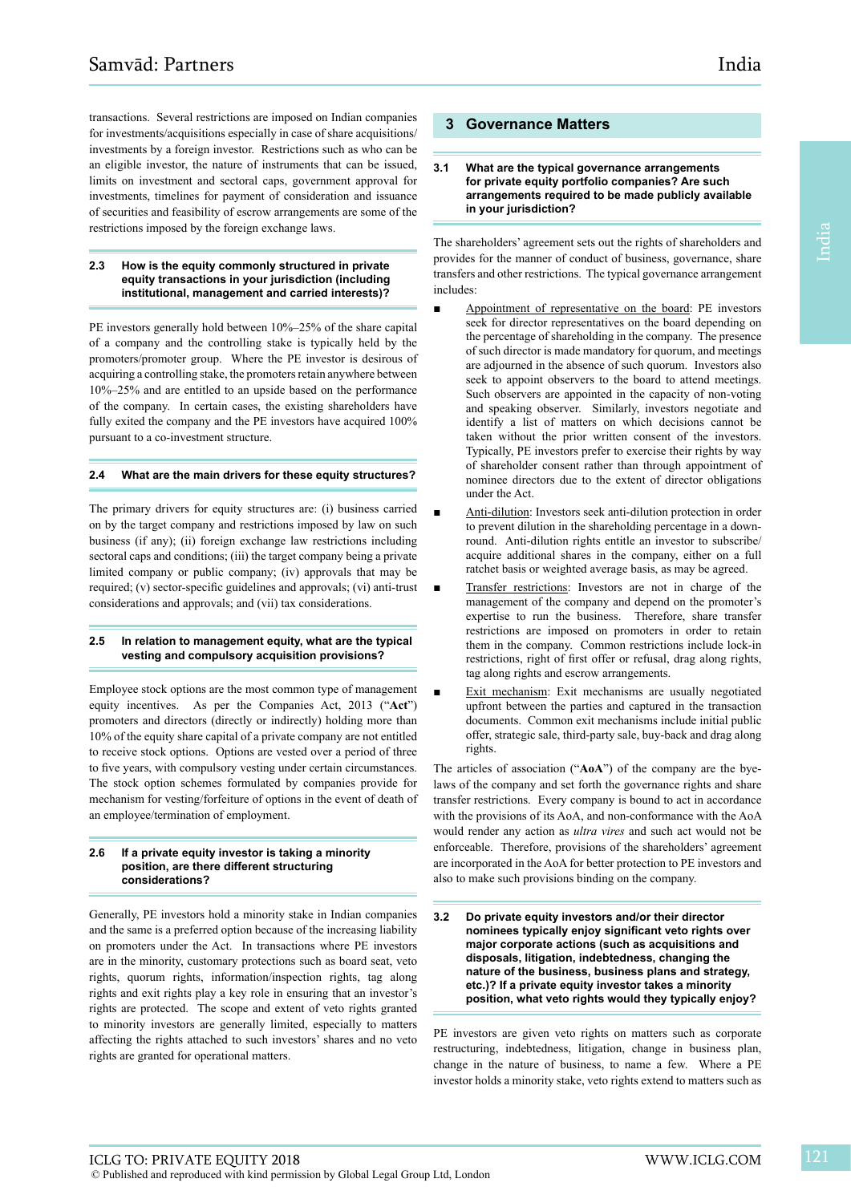transactions. Several restrictions are imposed on Indian companies for investments/acquisitions especially in case of share acquisitions/investments by a foreign investor. Restrictions such as who can be an eligible investor, the nature of instruments that can be issued, limits on investment and sectoral caps, government approval for investments, timelines for payment of consideration and issuance of securities and feasibility of escrow arrangements are some of the restrictions imposed by the foreign exchange laws.

### 2.3 How is the equity commonly structured in private equity transactions in your jurisdiction (including institutional, management and carried interests)?

PE investors generally hold between 10%–25% of the share capital of a company and the controlling stake is typically held by the promoters/promoter group. Where the PE investor is desirous of acquiring a controlling stake, the promoters retain anywhere between 10%–25% and are entitled to an upside based on the performance of the company. In certain cases, the existing shareholders have fully exited the company and the PE investors have acquired 100% pursuant to a co-investment structure.

### 2.4 What are the main drivers for these equity structures?

The primary drivers for equity structures are: (i) business carried on by the target company and restrictions imposed by law on such business (if any); (ii) foreign exchange law restrictions including sectoral caps and conditions; (iii) the target company being a private limited company or public company; (iv) approvals that may be required; (v) sector-specific guidelines and approvals; (vi) anti-trust considerations and approvals; and (vii) tax considerations.

### 2.5 In relation to management equity, what are the typical vesting and compulsory acquisition provisions?

Employee stock options are the most common type of management equity incentives. As per the Companies Act, 2013 ("**Act**") promoters and directors (directly or indirectly) holding more than 10% of the equity share capital of a private company are not entitled to receive stock options. Options are vested over a period of three to five years, with compulsory vesting under certain circumstances. The stock option schemes formulated by companies provide for mechanism for vesting/forfeiture of options in the event of death of an employee/termination of employment.

### 2.6 If a private equity investor is taking a minority position, are there different structuring considerations?

Generally, PE investors hold a minority stake in Indian companies and the same is a preferred option because of the increasing liability on promoters under the Act. In transactions where PE investors are in the minority, customary protections such as board seat, veto rights, quorum rights, information/inspection rights, tag along rights and exit rights play a key role in ensuring that an investor's rights are protected. The scope and extent of veto rights granted to minority investors are generally limited, especially to matters affecting the rights attached to such investors' shares and no veto rights are granted for operational matters.

## 3 Governance Matters

### 3.1 What are the typical governance arrangements for private equity portfolio companies? Are such arrangements required to be made publicly available in your jurisdiction?

The shareholders' agreement sets out the rights of shareholders and provides for the manner of conduct of business, governance, share transfers and other restrictions. The typical governance arrangement includes:

- Appointment of representative on the board: PE investors seek for director representatives on the board depending on the percentage of shareholding in the company. The presence of such director is made mandatory for quorum, and meetings are adjourned in the absence of such quorum. Investors also seek to appoint observers to the board to attend meetings. Such observers are appointed in the capacity of non-voting and speaking observer. Similarly, investors negotiate and identify a list of matters on which decisions cannot be taken without the prior written consent of the investors. Typically, PE investors prefer to exercise their rights by way of shareholder consent rather than through appointment of nominee directors due to the extent of director obligations under the Act.
- Anti-dilution: Investors seek anti-dilution protection in order to prevent dilution in the shareholding percentage in a down-round. Anti-dilution rights entitle an investor to subscribe/acquire additional shares in the company, either on a full ratchet basis or weighted average basis, as may be agreed.
- Transfer restrictions: Investors are not in charge of the management of the company and depend on the promoter's expertise to run the business. Therefore, share transfer restrictions are imposed on promoters in order to retain them in the company. Common restrictions include lock-in restrictions, right of first offer or refusal, drag along rights, tag along rights and escrow arrangements.
- Exit mechanism: Exit mechanisms are usually negotiated upfront between the parties and captured in the transaction documents. Common exit mechanisms include initial public offer, strategic sale, third-party sale, buy-back and drag along rights.

The articles of association ("**AoA**") of the company are the bye-laws of the company and set forth the governance rights and share transfer restrictions. Every company is bound to act in accordance with the provisions of its AoA, and non-conformance with the AoA would render any action as *ultra vires* and such act would not be enforceable. Therefore, provisions of the shareholders' agreement are incorporated in the AoA for better protection to PE investors and also to make such provisions binding on the company.

### 3.2 Do private equity investors and/or their director nominees typically enjoy significant veto rights over major corporate actions (such as acquisitions and disposals, litigation, indebtedness, changing the nature of the business, business plans and strategy, etc.)? If a private equity investor takes a minority position, what veto rights would they typically enjoy?

PE investors are given veto rights on matters such as corporate restructuring, indebtedness, litigation, change in business plan, change in the nature of business, to name a few. Where a PE investor holds a minority stake, veto rights extend to matters such as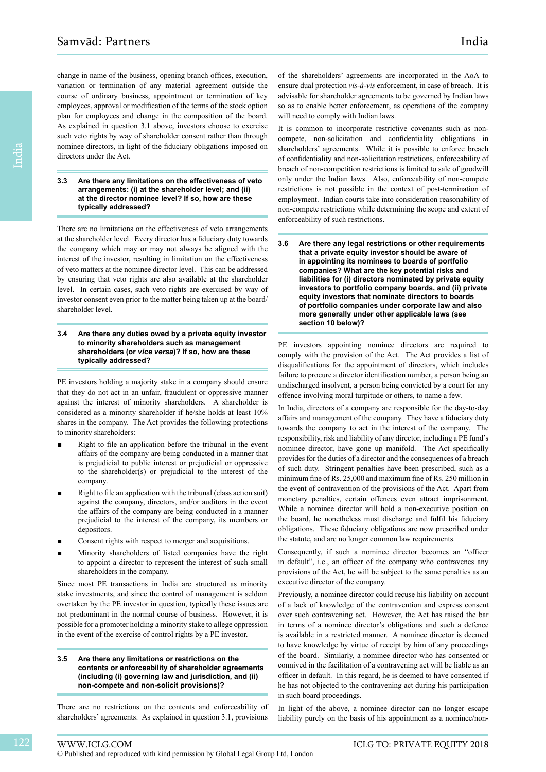change in name of the business, opening branch offices, execution, variation or termination of any material agreement outside the course of ordinary business, appointment or termination of key employees, approval or modification of the terms of the stock option plan for employees and change in the composition of the board. As explained in question 3.1 above, investors choose to exercise such veto rights by way of shareholder consent rather than through nominee directors, in light of the fiduciary obligations imposed on directors under the Act.

### 3.3 Are there any limitations on the effectiveness of veto arrangements: (i) at the shareholder level; and (ii) at the director nominee level? If so, how are these typically addressed?

There are no limitations on the effectiveness of veto arrangements at the shareholder level. Every director has a fiduciary duty towards the company which may or may not always be aligned with the interest of the investor, resulting in limitation on the effectiveness of veto matters at the nominee director level. This can be addressed by ensuring that veto rights are also available at the shareholder level. In certain cases, such veto rights are exercised by way of investor consent even prior to the matter being taken up at the board/shareholder level.

### 3.4 Are there any duties owed by a private equity investor to minority shareholders such as management shareholders (or *vice versa*)? If so, how are these typically addressed?

PE investors holding a majority stake in a company should ensure that they do not act in an unfair, fraudulent or oppressive manner against the interest of minority shareholders. A shareholder is considered as a minority shareholder if he/she holds at least 10% shares in the company. The Act provides the following protections to minority shareholders:

- Right to file an application before the tribunal in the event affairs of the company are being conducted in a manner that is prejudicial to public interest or prejudicial or oppressive to the shareholder(s) or prejudicial to the interest of the company.
- Right to file an application with the tribunal (class action suit) against the company, directors, and/or auditors in the event the affairs of the company are being conducted in a manner prejudicial to the interest of the company, its members or depositors.
- Consent rights with respect to merger and acquisitions.
- Minority shareholders of listed companies have the right to appoint a director to represent the interest of such small shareholders in the company.

Since most PE transactions in India are structured as minority stake investments, and since the control of management is seldom overtaken by the PE investor in question, typically these issues are not predominant in the normal course of business. However, it is possible for a promoter holding a minority stake to allege oppression in the event of the exercise of control rights by a PE investor.

### 3.5 Are there any limitations or restrictions on the contents or enforceability of shareholder agreements (including (i) governing law and jurisdiction, and (ii) non-compete and non-solicit provisions)?

There are no restrictions on the contents and enforceability of shareholders' agreements. As explained in question 3.1, provisions of the shareholders' agreements are incorporated in the AoA to ensure dual protection *vis-à-vis* enforcement, in case of breach. It is advisable for shareholder agreements to be governed by Indian laws so as to enable better enforcement, as operations of the company will need to comply with Indian laws.

It is common to incorporate restrictive covenants such as non-compete, non-solicitation and confidentiality obligations in shareholders' agreements. While it is possible to enforce breach of confidentiality and non-solicitation restrictions, enforceability of breach of non-competition restrictions is limited to sale of goodwill only under the Indian laws. Also, enforceability of non-compete restrictions is not possible in the context of post-termination of employment. Indian courts take into consideration reasonability of non-compete restrictions while determining the scope and extent of enforceability of such restrictions.

### 3.6 Are there any legal restrictions or other requirements that a private equity investor should be aware of in appointing its nominees to boards of portfolio companies? What are the key potential risks and liabilities for (i) directors nominated by private equity investors to portfolio company boards, and (ii) private equity investors that nominate directors to boards of portfolio companies under corporate law and also more generally under other applicable laws (see section 10 below)?

PE investors appointing nominee directors are required to comply with the provision of the Act. The Act provides a list of disqualifications for the appointment of directors, which includes failure to procure a director identification number, a person being an undischarged insolvent, a person being convicted by a court for any offence involving moral turpitude or others, to name a few.

In India, directors of a company are responsible for the day-to-day affairs and management of the company. They have a fiduciary duty towards the company to act in the interest of the company. The responsibility, risk and liability of any director, including a PE fund's nominee director, have gone up manifold. The Act specifically provides for the duties of a director and the consequences of a breach of such duty. Stringent penalties have been prescribed, such as a minimum fine of Rs. 25,000 and maximum fine of Rs. 250 million in the event of contravention of the provisions of the Act. Apart from monetary penalties, certain offences even attract imprisonment. While a nominee director will hold a non-executive position on the board, he nonetheless must discharge and fulfil his fiduciary obligations. These fiduciary obligations are now prescribed under the statute, and are no longer common law requirements.

Consequently, if such a nominee director becomes an "officer in default", i.e., an officer of the company who contravenes any provisions of the Act, he will be subject to the same penalties as an executive director of the company.

Previously, a nominee director could recuse his liability on account of a lack of knowledge of the contravention and express consent over such contravening act. However, the Act has raised the bar in terms of a nominee director's obligations and such a defence is available in a restricted manner. A nominee director is deemed to have knowledge by virtue of receipt by him of any proceedings of the board. Similarly, a nominee director who has consented or connived in the facilitation of a contravening act will be liable as an officer in default. In this regard, he is deemed to have consented if he has not objected to the contravening act during his participation in such board proceedings.

In light of the above, a nominee director can no longer escape liability purely on the basis of his appointment as a nominee/non-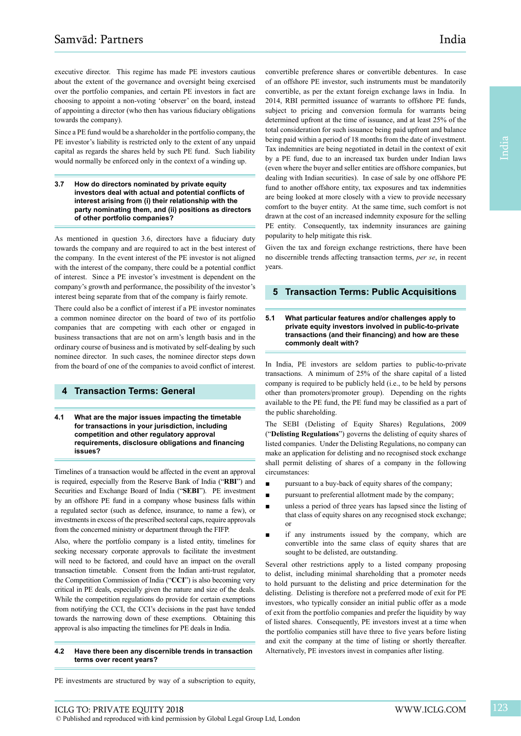executive director. This regime has made PE investors cautious about the extent of the governance and oversight being exercised over the portfolio companies, and certain PE investors in fact are choosing to appoint a non-voting 'observer' on the board, instead of appointing a director (who then has various fiduciary obligations towards the company).

Since a PE fund would be a shareholder in the portfolio company, the PE investor's liability is restricted only to the extent of any unpaid capital as regards the shares held by such PE fund. Such liability would normally be enforced only in the context of a winding up.

### 3.7 How do directors nominated by private equity investors deal with actual and potential conflicts of interest arising from (i) their relationship with the party nominating them, and (ii) positions as directors of other portfolio companies?

As mentioned in question 3.6, directors have a fiduciary duty towards the company and are required to act in the best interest of the company. In the event interest of the PE investor is not aligned with the interest of the company, there could be a potential conflict of interest. Since a PE investor's investment is dependent on the company's growth and performance, the possibility of the investor's interest being separate from that of the company is fairly remote.

There could also be a conflict of interest if a PE investor nominates a common nominee director on the board of two of its portfolio companies that are competing with each other or engaged in business transactions that are not on arm's length basis and in the ordinary course of business and is motivated by self-dealing by such nominee director. In such cases, the nominee director steps down from the board of one of the companies to avoid conflict of interest.

## 4 Transaction Terms: General

### 4.1 What are the major issues impacting the timetable for transactions in your jurisdiction, including competition and other regulatory approval requirements, disclosure obligations and financing issues?

Timelines of a transaction would be affected in the event an approval is required, especially from the Reserve Bank of India ("**RBI**") and Securities and Exchange Board of India ("**SEBI**"). PE investment by an offshore PE fund in a company whose business falls within a regulated sector (such as defence, insurance, to name a few), or investments in excess of the prescribed sectoral caps, require approvals from the concerned ministry or department through the FIFP.

Also, where the portfolio company is a listed entity, timelines for seeking necessary corporate approvals to facilitate the investment will need to be factored, and could have an impact on the overall transaction timetable. Consent from the Indian anti-trust regulator, the Competition Commission of India ("**CCI**") is also becoming very critical in PE deals, especially given the nature and size of the deals. While the competition regulations do provide for certain exemptions from notifying the CCI, the CCI's decisions in the past have tended towards the narrowing down of these exemptions. Obtaining this approval is also impacting the timelines for PE deals in India.

### 4.2 Have there been any discernible trends in transaction terms over recent years?

PE investments are structured by way of a subscription to equity, convertible preference shares or convertible debentures. In case of an offshore PE investor, such instruments must be mandatorily convertible, as per the extant foreign exchange laws in India. In 2014, RBI permitted issuance of warrants to offshore PE funds, subject to pricing and conversion formula for warrants being determined upfront at the time of issuance, and at least 25% of the total consideration for such issuance being paid upfront and balance being paid within a period of 18 months from the date of investment. Tax indemnities are being negotiated in detail in the context of exit by a PE fund, due to an increased tax burden under Indian laws (even where the buyer and seller entities are offshore companies, but dealing with Indian securities). In case of sale by one offshore PE fund to another offshore entity, tax exposures and tax indemnities are being looked at more closely with a view to provide necessary comfort to the buyer entity. At the same time, such comfort is not drawn at the cost of an increased indemnity exposure for the selling PE entity. Consequently, tax indemnity insurances are gaining popularity to help mitigate this risk.

Given the tax and foreign exchange restrictions, there have been no discernible trends affecting transaction terms, *per se*, in recent years.

## 5 Transaction Terms: Public Acquisitions

### 5.1 What particular features and/or challenges apply to private equity investors involved in public-to-private transactions (and their financing) and how are these commonly dealt with?

In India, PE investors are seldom parties to public-to-private transactions. A minimum of 25% of the share capital of a listed company is required to be publicly held (i.e., to be held by persons other than promoters/promoter group). Depending on the rights available to the PE fund, the PE fund may be classified as a part of the public shareholding.

The SEBI (Delisting of Equity Shares) Regulations, 2009 ("**Delisting Regulations**") governs the delisting of equity shares of listed companies. Under the Delisting Regulations, no company can make an application for delisting and no recognised stock exchange shall permit delisting of shares of a company in the following circumstances:

- pursuant to a buy-back of equity shares of the company;
- pursuant to preferential allotment made by the company;
- unless a period of three years has lapsed since the listing of that class of equity shares on any recognised stock exchange; or
- if any instruments issued by the company, which are convertible into the same class of equity shares that are sought to be delisted, are outstanding.

Several other restrictions apply to a listed company proposing to delist, including minimal shareholding that a promoter needs to hold pursuant to the delisting and price determination for the delisting. Delisting is therefore not a preferred mode of exit for PE investors, who typically consider an initial public offer as a mode of exit from the portfolio companies and prefer the liquidity by way of listed shares. Consequently, PE investors invest at a time when the portfolio companies still have three to five years before listing and exit the company at the time of listing or shortly thereafter. Alternatively, PE investors invest in companies after listing.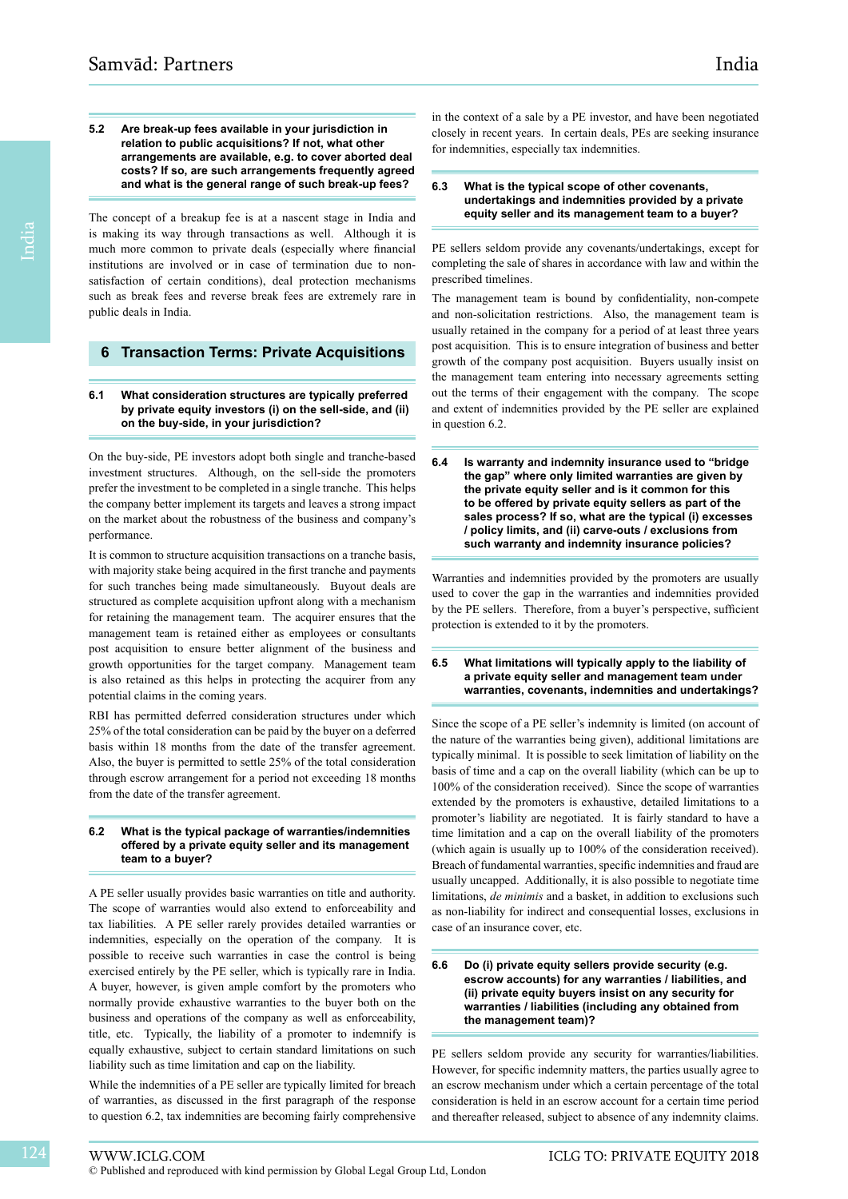### 5.2 Are break-up fees available in your jurisdiction in relation to public acquisitions? If not, what other arrangements are available, e.g. to cover aborted deal costs? If so, are such arrangements frequently agreed and what is the general range of such break-up fees?

The concept of a breakup fee is at a nascent stage in India and is making its way through transactions as well. Although it is much more common to private deals (especially where financial institutions are involved or in case of termination due to non-satisfaction of certain conditions), deal protection mechanisms such as break fees and reverse break fees are extremely rare in public deals in India.

## 6 Transaction Terms: Private Acquisitions

### 6.1 What consideration structures are typically preferred by private equity investors (i) on the sell-side, and (ii) on the buy-side, in your jurisdiction?

On the buy-side, PE investors adopt both single and tranche-based investment structures. Although, on the sell-side the promoters prefer the investment to be completed in a single tranche. This helps the company better implement its targets and leaves a strong impact on the market about the robustness of the business and company's performance.

It is common to structure acquisition transactions on a tranche basis, with majority stake being acquired in the first tranche and payments for such tranches being made simultaneously. Buyout deals are structured as complete acquisition upfront along with a mechanism for retaining the management team. The acquirer ensures that the management team is retained either as employees or consultants post acquisition to ensure better alignment of the business and growth opportunities for the target company. Management team is also retained as this helps in protecting the acquirer from any potential claims in the coming years.

RBI has permitted deferred consideration structures under which 25% of the total consideration can be paid by the buyer on a deferred basis within 18 months from the date of the transfer agreement. Also, the buyer is permitted to settle 25% of the total consideration through escrow arrangement for a period not exceeding 18 months from the date of the transfer agreement.

### 6.2 What is the typical package of warranties/indemnities offered by a private equity seller and its management team to a buyer?

A PE seller usually provides basic warranties on title and authority. The scope of warranties would also extend to enforceability and tax liabilities. A PE seller rarely provides detailed warranties or indemnities, especially on the operation of the company. It is possible to receive such warranties in case the control is being exercised entirely by the PE seller, which is typically rare in India. A buyer, however, is given ample comfort by the promoters who normally provide exhaustive warranties to the buyer both on the business and operations of the company as well as enforceability, title, etc. Typically, the liability of a promoter to indemnify is equally exhaustive, subject to certain standard limitations on such liability such as time limitation and cap on the liability.

While the indemnities of a PE seller are typically limited for breach of warranties, as discussed in the first paragraph of the response to question 6.2, tax indemnities are becoming fairly comprehensive in the context of a sale by a PE investor, and have been negotiated closely in recent years. In certain deals, PEs are seeking insurance for indemnities, especially tax indemnities.

### 6.3 What is the typical scope of other covenants, undertakings and indemnities provided by a private equity seller and its management team to a buyer?

PE sellers seldom provide any covenants/undertakings, except for completing the sale of shares in accordance with law and within the prescribed timelines.

The management team is bound by confidentiality, non-compete and non-solicitation restrictions. Also, the management team is usually retained in the company for a period of at least three years post acquisition. This is to ensure integration of business and better growth of the company post acquisition. Buyers usually insist on the management team entering into necessary agreements setting out the terms of their engagement with the company. The scope and extent of indemnities provided by the PE seller are explained in question 6.2.

### 6.4 Is warranty and indemnity insurance used to "bridge the gap" where only limited warranties are given by the private equity seller and is it common for this to be offered by private equity sellers as part of the sales process? If so, what are the typical (i) excesses / policy limits, and (ii) carve-outs / exclusions from such warranty and indemnity insurance policies?

Warranties and indemnities provided by the promoters are usually used to cover the gap in the warranties and indemnities provided by the PE sellers. Therefore, from a buyer's perspective, sufficient protection is extended to it by the promoters.

### 6.5 What limitations will typically apply to the liability of a private equity seller and management team under warranties, covenants, indemnities and undertakings?

Since the scope of a PE seller's indemnity is limited (on account of the nature of the warranties being given), additional limitations are typically minimal. It is possible to seek limitation of liability on the basis of time and a cap on the overall liability (which can be up to 100% of the consideration received). Since the scope of warranties extended by the promoters is exhaustive, detailed limitations to a promoter's liability are negotiated. It is fairly standard to have a time limitation and a cap on the overall liability of the promoters (which again is usually up to 100% of the consideration received). Breach of fundamental warranties, specific indemnities and fraud are usually uncapped. Additionally, it is also possible to negotiate time limitations, *de minimis* and a basket, in addition to exclusions such as non-liability for indirect and consequential losses, exclusions in case of an insurance cover, etc.

### 6.6 Do (i) private equity sellers provide security (e.g. escrow accounts) for any warranties / liabilities, and (ii) private equity buyers insist on any security for warranties / liabilities (including any obtained from the management team)?

PE sellers seldom provide any security for warranties/liabilities. However, for specific indemnity matters, the parties usually agree to an escrow mechanism under which a certain percentage of the total consideration is held in an escrow account for a certain time period and thereafter released, subject to absence of any indemnity claims.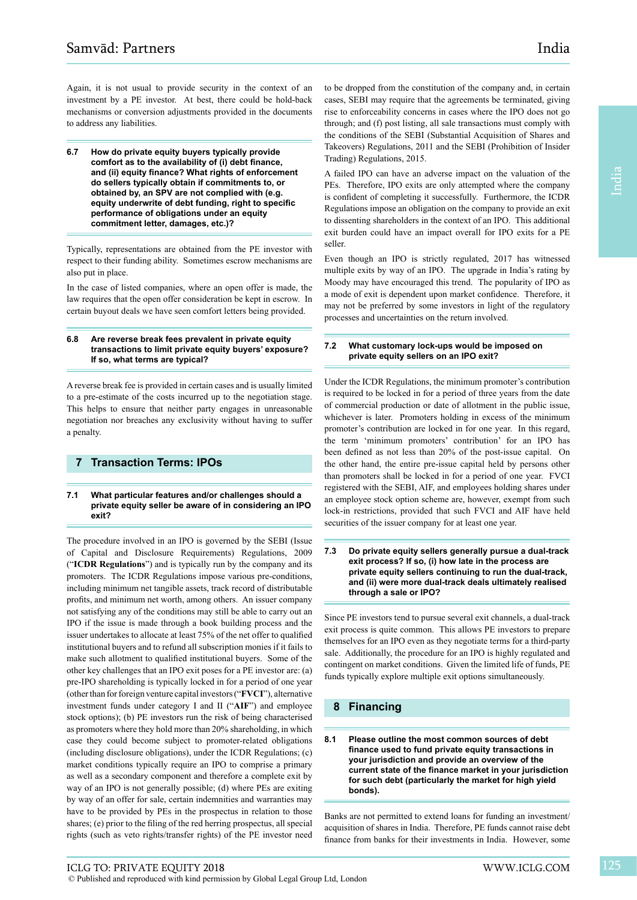Again, it is not usual to provide security in the context of an investment by a PE investor. At best, there could be hold-back mechanisms or conversion adjustments provided in the documents to address any liabilities.

### 6.7 How do private equity buyers typically provide comfort as to the availability of (i) debt finance, and (ii) equity finance? What rights of enforcement do sellers typically obtain if commitments to, or obtained by, an SPV are not complied with (e.g. equity underwrite of debt funding, right to specific performance of obligations under an equity commitment letter, damages, etc.)?

Typically, representations are obtained from the PE investor with respect to their funding ability. Sometimes escrow mechanisms are also put in place.

In the case of listed companies, where an open offer is made, the law requires that the open offer consideration be kept in escrow. In certain buyout deals we have seen comfort letters being provided.

### 6.8 Are reverse break fees prevalent in private equity transactions to limit private equity buyers' exposure? If so, what terms are typical?

A reverse break fee is provided in certain cases and is usually limited to a pre-estimate of the costs incurred up to the negotiation stage. This helps to ensure that neither party engages in unreasonable negotiation nor breaches any exclusivity without having to suffer a penalty.

## 7 Transaction Terms: IPOs

### 7.1 What particular features and/or challenges should a private equity seller be aware of in considering an IPO exit?

The procedure involved in an IPO is governed by the SEBI (Issue of Capital and Disclosure Requirements) Regulations, 2009 ("**ICDR Regulations**") and is typically run by the company and its promoters. The ICDR Regulations impose various pre-conditions, including minimum net tangible assets, track record of distributable profits, and minimum net worth, among others. An issuer company not satisfying any of the conditions may still be able to carry out an IPO if the issue is made through a book building process and the issuer undertakes to allocate at least 75% of the net offer to qualified institutional buyers and to refund all subscription monies if it fails to make such allotment to qualified institutional buyers. Some of the other key challenges that an IPO exit poses for a PE investor are: (a) pre-IPO shareholding is typically locked in for a period of one year (other than for foreign venture capital investors ("**FVCI**"), alternative investment funds under category I and II ("**AIF**") and employee stock options); (b) PE investors run the risk of being characterised as promoters where they hold more than 20% shareholding, in which case they could become subject to promoter-related obligations (including disclosure obligations), under the ICDR Regulations; (c) market conditions typically require an IPO to comprise a primary as well as a secondary component and therefore a complete exit by way of an IPO is not generally possible; (d) where PEs are exiting by way of an offer for sale, certain indemnities and warranties may have to be provided by PEs in the prospectus in relation to those shares; (e) prior to the filing of the red herring prospectus, all special rights (such as veto rights/transfer rights) of the PE investor need to be dropped from the constitution of the company and, in certain cases, SEBI may require that the agreements be terminated, giving rise to enforceability concerns in cases where the IPO does not go through; and (f) post listing, all sale transactions must comply with the conditions of the SEBI (Substantial Acquisition of Shares and Takeovers) Regulations, 2011 and the SEBI (Prohibition of Insider Trading) Regulations, 2015.

A failed IPO can have an adverse impact on the valuation of the PEs. Therefore, IPO exits are only attempted where the company is confident of completing it successfully. Furthermore, the ICDR Regulations impose an obligation on the company to provide an exit to dissenting shareholders in the context of an IPO. This additional exit burden could have an impact overall for IPO exits for a PE seller.

Even though an IPO is strictly regulated, 2017 has witnessed multiple exits by way of an IPO. The upgrade in India's rating by Moody may have encouraged this trend. The popularity of IPO as a mode of exit is dependent upon market confidence. Therefore, it may not be preferred by some investors in light of the regulatory processes and uncertainties on the return involved.

### 7.2 What customary lock-ups would be imposed on private equity sellers on an IPO exit?

Under the ICDR Regulations, the minimum promoter's contribution is required to be locked in for a period of three years from the date of commercial production or date of allotment in the public issue, whichever is later. Promoters holding in excess of the minimum promoter's contribution are locked in for one year. In this regard, the term 'minimum promoters' contribution' for an IPO has been defined as not less than 20% of the post-issue capital. On the other hand, the entire pre-issue capital held by persons other than promoters shall be locked in for a period of one year. FVCI registered with the SEBI, AIF, and employees holding shares under an employee stock option scheme are, however, exempt from such lock-in restrictions, provided that such FVCI and AIF have held securities of the issuer company for at least one year.

### 7.3 Do private equity sellers generally pursue a dual-track exit process? If so, (i) how late in the process are private equity sellers continuing to run the dual-track, and (ii) were more dual-track deals ultimately realised through a sale or IPO?

Since PE investors tend to pursue several exit channels, a dual-track exit process is quite common. This allows PE investors to prepare themselves for an IPO even as they negotiate terms for a third-party sale. Additionally, the procedure for an IPO is highly regulated and contingent on market conditions. Given the limited life of funds, PE funds typically explore multiple exit options simultaneously.

## 8 Financing

### 8.1 Please outline the most common sources of debt finance used to fund private equity transactions in your jurisdiction and provide an overview of the current state of the finance market in your jurisdiction for such debt (particularly the market for high yield bonds).

Banks are not permitted to extend loans for funding an investment/acquisition of shares in India. Therefore, PE funds cannot raise debt finance from banks for their investments in India. However, some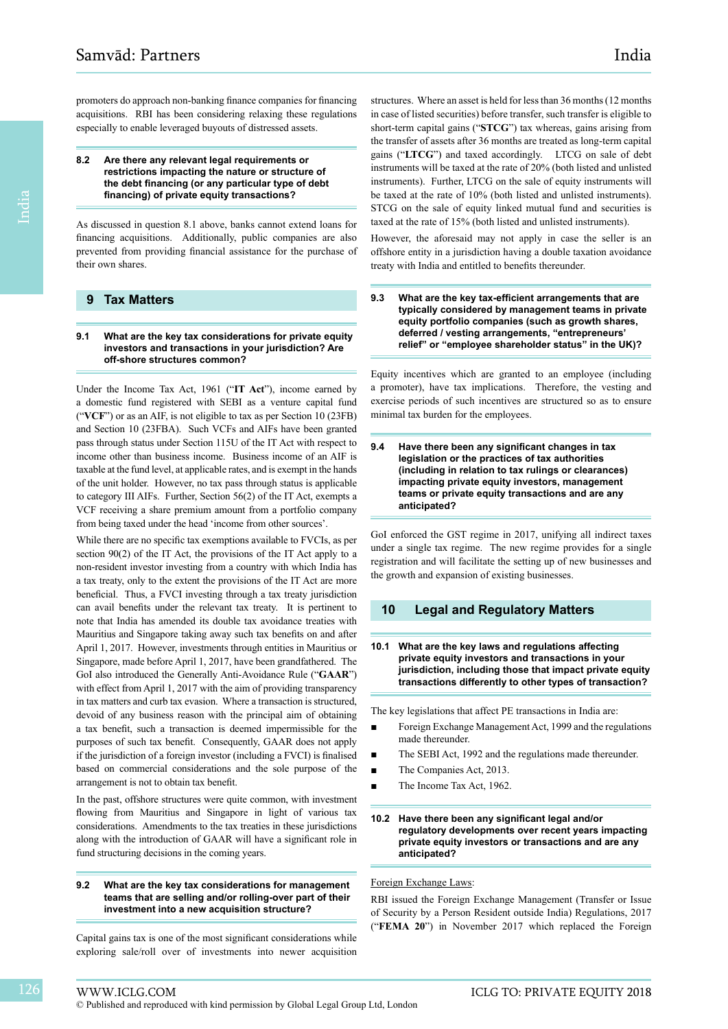promoters do approach non-banking finance companies for financing acquisitions. RBI has been considering relaxing these regulations especially to enable leveraged buyouts of distressed assets.

### 8.2 Are there any relevant legal requirements or restrictions impacting the nature or structure of the debt financing (or any particular type of debt financing) of private equity transactions?

As discussed in question 8.1 above, banks cannot extend loans for financing acquisitions. Additionally, public companies are also prevented from providing financial assistance for the purchase of their own shares.

## 9 Tax Matters

### 9.1 What are the key tax considerations for private equity investors and transactions in your jurisdiction? Are off-shore structures common?

Under the Income Tax Act, 1961 ("**IT Act**"), income earned by a domestic fund registered with SEBI as a venture capital fund ("**VCF**") or as an AIF, is not eligible to tax as per Section 10 (23FB) and Section 10 (23FBA). Such VCFs and AIFs have been granted pass through status under Section 115U of the IT Act with respect to income other than business income. Business income of an AIF is taxable at the fund level, at applicable rates, and is exempt in the hands of the unit holder. However, no tax pass through status is applicable to category III AIFs. Further, Section 56(2) of the IT Act, exempts a VCF receiving a share premium amount from a portfolio company from being taxed under the head 'income from other sources'.

While there are no specific tax exemptions available to FVCIs, as per section 90(2) of the IT Act, the provisions of the IT Act apply to a non-resident investor investing from a country with which India has a tax treaty, only to the extent the provisions of the IT Act are more beneficial. Thus, a FVCI investing through a tax treaty jurisdiction can avail benefits under the relevant tax treaty. It is pertinent to note that India has amended its double tax avoidance treaties with Mauritius and Singapore taking away such tax benefits on and after April 1, 2017. However, investments through entities in Mauritius or Singapore, made before April 1, 2017, have been grandfathered. The GoI also introduced the Generally Anti-Avoidance Rule ("**GAAR**") with effect from April 1, 2017 with the aim of providing transparency in tax matters and curb tax evasion. Where a transaction is structured, devoid of any business reason with the principal aim of obtaining a tax benefit, such a transaction is deemed impermissible for the purposes of such tax benefit. Consequently, GAAR does not apply if the jurisdiction of a foreign investor (including a FVCI) is finalised based on commercial considerations and the sole purpose of the arrangement is not to obtain tax benefit.

In the past, offshore structures were quite common, with investment flowing from Mauritius and Singapore in light of various tax considerations. Amendments to the tax treaties in these jurisdictions along with the introduction of GAAR will have a significant role in fund structuring decisions in the coming years.

### 9.2 What are the key tax considerations for management teams that are selling and/or rolling-over part of their investment into a new acquisition structure?

Capital gains tax is one of the most significant considerations while exploring sale/roll over of investments into newer acquisition structures. Where an asset is held for less than 36 months (12 months in case of listed securities) before transfer, such transfer is eligible to short-term capital gains ("**STCG**") tax whereas, gains arising from the transfer of assets after 36 months are treated as long-term capital gains ("**LTCG**") and taxed accordingly. LTCG on sale of debt instruments will be taxed at the rate of 20% (both listed and unlisted instruments). Further, LTCG on the sale of equity instruments will be taxed at the rate of 10% (both listed and unlisted instruments). STCG on the sale of equity linked mutual fund and securities is taxed at the rate of 15% (both listed and unlisted instruments).

However, the aforesaid may not apply in case the seller is an offshore entity in a jurisdiction having a double taxation avoidance treaty with India and entitled to benefits thereunder.

### 9.3 What are the key tax-efficient arrangements that are typically considered by management teams in private equity portfolio companies (such as growth shares, deferred / vesting arrangements, "entrepreneurs' relief" or "employee shareholder status" in the UK)?

Equity incentives which are granted to an employee (including a promoter), have tax implications. Therefore, the vesting and exercise periods of such incentives are structured so as to ensure minimal tax burden for the employees.

### 9.4 Have there been any significant changes in tax legislation or the practices of tax authorities (including in relation to tax rulings or clearances) impacting private equity investors, management teams or private equity transactions and are any anticipated?

GoI enforced the GST regime in 2017, unifying all indirect taxes under a single tax regime. The new regime provides for a single registration and will facilitate the setting up of new businesses and the growth and expansion of existing businesses.

## 10 Legal and Regulatory Matters

### 10.1 What are the key laws and regulations affecting private equity investors and transactions in your jurisdiction, including those that impact private equity transactions differently to other types of transaction?

The key legislations that affect PE transactions in India are:

- Foreign Exchange Management Act, 1999 and the regulations made thereunder.
- The SEBI Act, 1992 and the regulations made thereunder.
- The Companies Act, 2013.
- The Income Tax Act, 1962.

### 10.2 Have there been any significant legal and/or regulatory developments over recent years impacting private equity investors or transactions and are any anticipated?

Foreign Exchange Laws:

RBI issued the Foreign Exchange Management (Transfer or Issue of Security by a Person Resident outside India) Regulations, 2017 ("**FEMA 20**") in November 2017 which replaced the Foreign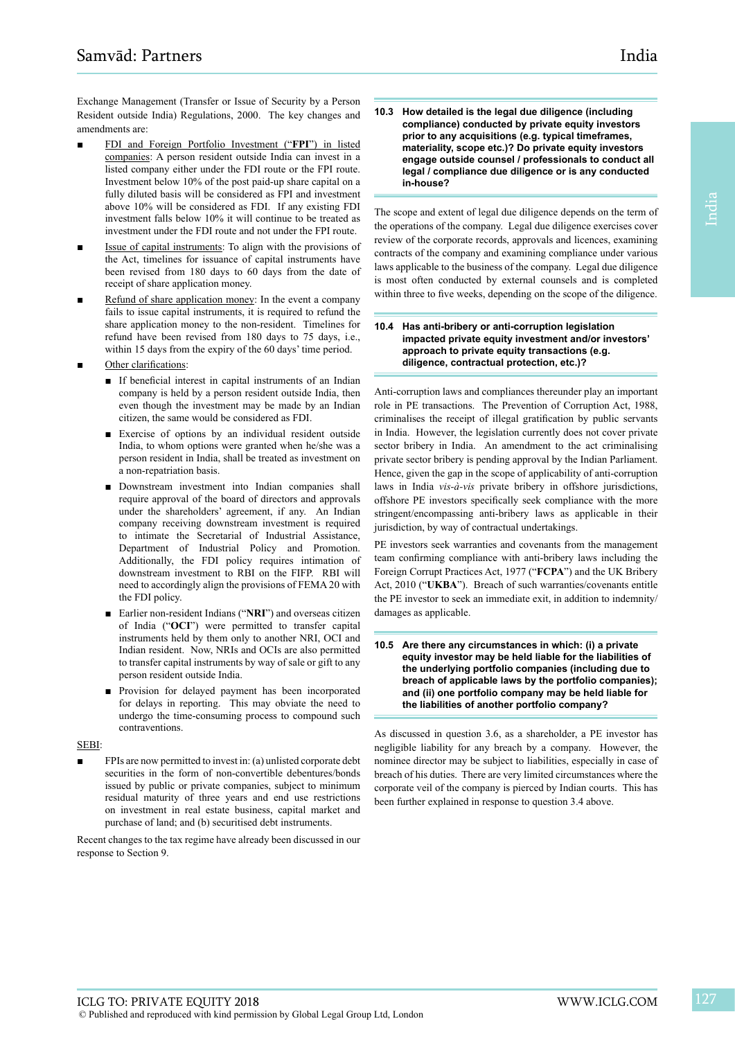Exchange Management (Transfer or Issue of Security by a Person Resident outside India) Regulations, 2000. The key changes and amendments are:

- FDI and Foreign Portfolio Investment ("**FPI**") in listed companies: A person resident outside India can invest in a listed company either under the FDI route or the FPI route. Investment below 10% of the post paid-up share capital on a fully diluted basis will be considered as FPI and investment above 10% will be considered as FDI. If any existing FDI investment falls below 10% it will continue to be treated as investment under the FDI route and not under the FPI route.
- Issue of capital instruments: To align with the provisions of the Act, timelines for issuance of capital instruments have been revised from 180 days to 60 days from the date of receipt of share application money.
- Refund of share application money: In the event a company fails to issue capital instruments, it is required to refund the share application money to the non-resident. Timelines for refund have been revised from 180 days to 75 days, i.e., within 15 days from the expiry of the 60 days' time period.
- Other clarifications:
  - If beneficial interest in capital instruments of an Indian company is held by a person resident outside India, then even though the investment may be made by an Indian citizen, the same would be considered as FDI.
  - Exercise of options by an individual resident outside India, to whom options were granted when he/she was a person resident in India, shall be treated as investment on a non-repatriation basis.
  - Downstream investment into Indian companies shall require approval of the board of directors and approvals under the shareholders' agreement, if any. An Indian company receiving downstream investment is required to intimate the Secretarial of Industrial Assistance, Department of Industrial Policy and Promotion. Additionally, the FDI policy requires intimation of downstream investment to RBI on the FIFP. RBI will need to accordingly align the provisions of FEMA 20 with the FDI policy.
  - Earlier non-resident Indians ("**NRI**") and overseas citizen of India ("**OCI**") were permitted to transfer capital instruments held by them only to another NRI, OCI and Indian resident. Now, NRIs and OCIs are also permitted to transfer capital instruments by way of sale or gift to any person resident outside India.
  - Provision for delayed payment has been incorporated for delays in reporting. This may obviate the need to undergo the time-consuming process to compound such contraventions.

SEBI:

- FPIs are now permitted to invest in: (a) unlisted corporate debt securities in the form of non-convertible debentures/bonds issued by public or private companies, subject to minimum residual maturity of three years and end use restrictions on investment in real estate business, capital market and purchase of land; and (b) securitised debt instruments.

Recent changes to the tax regime have already been discussed in our response to Section 9.

### 10.3 How detailed is the legal due diligence (including compliance) conducted by private equity investors prior to any acquisitions (e.g. typical timeframes, materiality, scope etc.)? Do private equity investors engage outside counsel / professionals to conduct all legal / compliance due diligence or is any conducted in-house?

The scope and extent of legal due diligence depends on the term of the operations of the company. Legal due diligence exercises cover review of the corporate records, approvals and licences, examining contracts of the company and examining compliance under various laws applicable to the business of the company. Legal due diligence is most often conducted by external counsels and is completed within three to five weeks, depending on the scope of the diligence.

### 10.4 Has anti-bribery or anti-corruption legislation impacted private equity investment and/or investors' approach to private equity transactions (e.g. diligence, contractual protection, etc.)?

Anti-corruption laws and compliances thereunder play an important role in PE transactions. The Prevention of Corruption Act, 1988, criminalises the receipt of illegal gratification by public servants in India. However, the legislation currently does not cover private sector bribery in India. An amendment to the act criminalising private sector bribery is pending approval by the Indian Parliament. Hence, given the gap in the scope of applicability of anti-corruption laws in India *vis-à-vis* private bribery in offshore jurisdictions, offshore PE investors specifically seek compliance with the more stringent/encompassing anti-bribery laws as applicable in their jurisdiction, by way of contractual undertakings.

PE investors seek warranties and covenants from the management team confirming compliance with anti-bribery laws including the Foreign Corrupt Practices Act, 1977 ("**FCPA**") and the UK Bribery Act, 2010 ("**UKBA**"). Breach of such warranties/covenants entitle the PE investor to seek an immediate exit, in addition to indemnity/damages as applicable.

### 10.5 Are there any circumstances in which: (i) a private equity investor may be held liable for the liabilities of the underlying portfolio companies (including due to breach of applicable laws by the portfolio companies); and (ii) one portfolio company may be held liable for the liabilities of another portfolio company?

As discussed in question 3.6, as a shareholder, a PE investor has negligible liability for any breach by a company. However, the nominee director may be subject to liabilities, especially in case of breach of his duties. There are very limited circumstances where the corporate veil of the company is pierced by Indian courts. This has been further explained in response to question 3.4 above.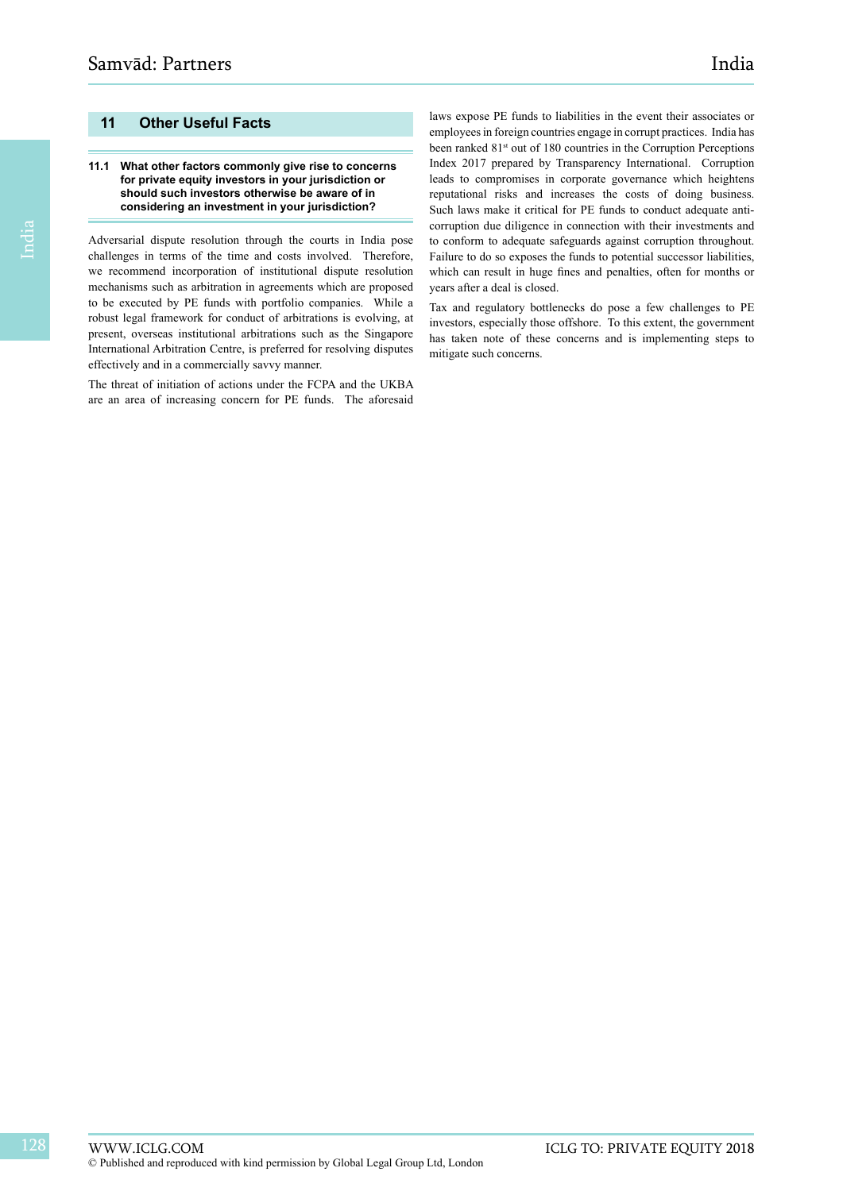## 11 Other Useful Facts

### 11.1 What other factors commonly give rise to concerns for private equity investors in your jurisdiction or should such investors otherwise be aware of in considering an investment in your jurisdiction?

Adversarial dispute resolution through the courts in India pose challenges in terms of the time and costs involved. Therefore, we recommend incorporation of institutional dispute resolution mechanisms such as arbitration in agreements which are proposed to be executed by PE funds with portfolio companies. While a robust legal framework for conduct of arbitrations is evolving, at present, overseas institutional arbitrations such as the Singapore International Arbitration Centre, is preferred for resolving disputes effectively and in a commercially savvy manner.

The threat of initiation of actions under the FCPA and the UKBA are an area of increasing concern for PE funds. The aforesaid laws expose PE funds to liabilities in the event their associates or employees in foreign countries engage in corrupt practices. India has been ranked 81st out of 180 countries in the Corruption Perceptions Index 2017 prepared by Transparency International. Corruption leads to compromises in corporate governance which heightens reputational risks and increases the costs of doing business. Such laws make it critical for PE funds to conduct adequate anti-corruption due diligence in connection with their investments and to conform to adequate safeguards against corruption throughout. Failure to do so exposes the funds to potential successor liabilities, which can result in huge fines and penalties, often for months or years after a deal is closed.

Tax and regulatory bottlenecks do pose a few challenges to PE investors, especially those offshore. To this extent, the government has taken note of these concerns and is implementing steps to mitigate such concerns.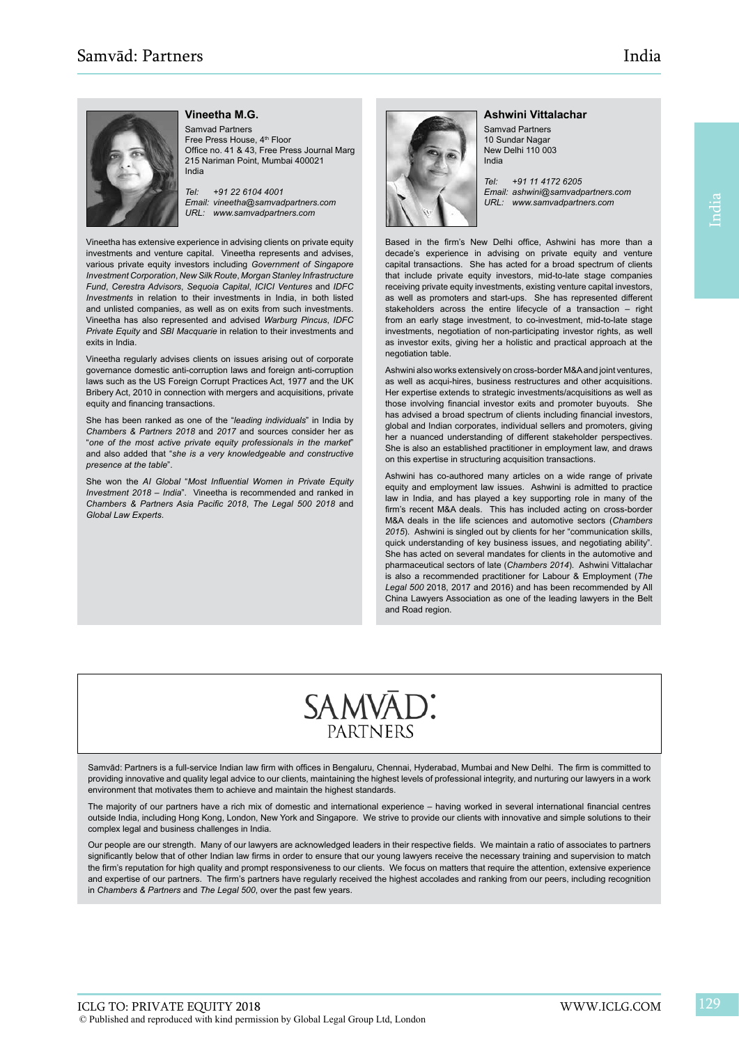### Vineetha M.G.

Samvad Partners
Free Press House, 4th Floor
Office no. 41 & 43, Free Press Journal Marg
215 Nariman Point, Mumbai 400021
India

*Tel: +91 22 6104 4001*
*Email: vineetha@samvadpartners.com*
*URL: www.samvadpartners.com*

Vineetha has extensive experience in advising clients on private equity investments and venture capital. Vineetha represents and advises, various private equity investors including *Government of Singapore Investment Corporation*, *New Silk Route*, *Morgan Stanley Infrastructure Fund*, *Cerestra Advisors*, *Sequoia Capital*, *ICICI Ventures* and *IDFC Investments* in relation to their investments in India, in both listed and unlisted companies, as well as on exits from such investments. Vineetha has also represented and advised *Warburg Pincus*, *IDFC Private Equity* and *SBI Macquarie* in relation to their investments and exits in India.

Vineetha regularly advises clients on issues arising out of corporate governance domestic anti-corruption laws and foreign anti-corruption laws such as the US Foreign Corrupt Practices Act, 1977 and the UK Bribery Act, 2010 in connection with mergers and acquisitions, private equity and financing transactions.

She has been ranked as one of the "*leading individuals*" in India by *Chambers & Partners 2018* and *2017* and sources consider her as "*one of the most active private equity professionals in the market*" and also added that "*she is a very knowledgeable and constructive presence at the table*".

She won the *AI Global* "*Most Influential Women in Private Equity Investment 2018 – India*". Vineetha is recommended and ranked in *Chambers & Partners Asia Pacific 2018*, *The Legal 500 2018* and *Global Law Experts*.

### Ashwini Vittalachar

Samvad Partners
10 Sundar Nagar
New Delhi 110 003
India

*Tel: +91 11 4172 6205*
*Email: ashwini@samvadpartners.com*
*URL: www.samvadpartners.com*

Based in the firm's New Delhi office, Ashwini has more than a decade's experience in advising on private equity and venture capital transactions. She has acted for a broad spectrum of clients that include private equity investors, mid-to-late stage companies receiving private equity investments, existing venture capital investors, as well as promoters and start-ups. She has represented different stakeholders across the entire lifecycle of a transaction – right from an early stage investment, to co-investment, mid-to-late stage investments, negotiation of non-participating investor rights, as well as investor exits, giving her a holistic and practical approach at the negotiation table.

Ashwini also works extensively on cross-border M&A and joint ventures, as well as acqui-hires, business restructures and other acquisitions. Her expertise extends to strategic investments/acquisitions as well as those involving financial investor exits and promoter buyouts. She has advised a broad spectrum of clients including financial investors, global and Indian corporates, individual sellers and promoters, giving her a nuanced understanding of different stakeholder perspectives. She is also an established practitioner in employment law, and draws on this expertise in structuring acquisition transactions.

Ashwini has co-authored many articles on a wide range of private equity and employment law issues. Ashwini is admitted to practice law in India, and has played a key supporting role in many of the firm's recent M&A deals. This has included acting on cross-border M&A deals in the life sciences and automotive sectors (*Chambers 2015*). Ashwini is singled out by clients for her "communication skills, quick understanding of key business issues, and negotiating ability". She has acted on several mandates for clients in the automotive and pharmaceutical sectors of late (*Chambers 2014*). Ashwini Vittalachar is also a recommended practitioner for Labour & Employment (*The Legal 500* 2018, 2017 and 2016) and has been recommended by All China Lawyers Association as one of the leading lawyers in the Belt and Road region.

SAMVĀD: PARTNERS

Samvād: Partners is a full-service Indian law firm with offices in Bengaluru, Chennai, Hyderabad, Mumbai and New Delhi. The firm is committed to providing innovative and quality legal advice to our clients, maintaining the highest levels of professional integrity, and nurturing our lawyers in a work environment that motivates them to achieve and maintain the highest standards.

The majority of our partners have a rich mix of domestic and international experience – having worked in several international financial centres outside India, including Hong Kong, London, New York and Singapore. We strive to provide our clients with innovative and simple solutions to their complex legal and business challenges in India.

Our people are our strength. Many of our lawyers are acknowledged leaders in their respective fields. We maintain a ratio of associates to partners significantly below that of other Indian law firms in order to ensure that our young lawyers receive the necessary training and supervision to match the firm's reputation for high quality and prompt responsiveness to our clients. We focus on matters that require the attention, extensive experience and expertise of our partners. The firm's partners have regularly received the highest accolades and ranking from our peers, including recognition in *Chambers & Partners* and *The Legal 500*, over the past few years.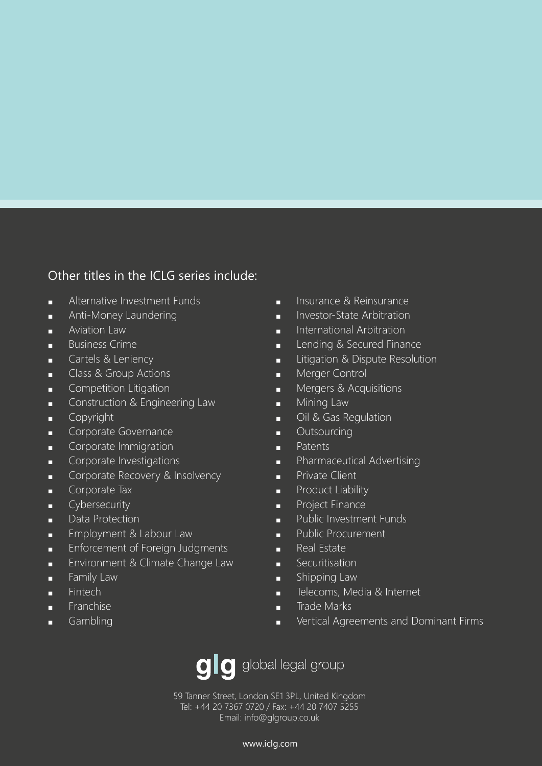Other titles in the ICLG series include:

- Alternative Investment Funds
- Anti-Money Laundering
- Aviation Law
- Business Crime
- Cartels & Leniency
- Class & Group Actions
- Competition Litigation
- Construction & Engineering Law
- Copyright
- Corporate Governance
- Corporate Immigration
- Corporate Investigations
- Corporate Recovery & Insolvency
- Corporate Tax
- Cybersecurity
- Data Protection
- Employment & Labour Law
- Enforcement of Foreign Judgments
- Environment & Climate Change Law
- Family Law
- Fintech
- Franchise
- Gambling
- Insurance & Reinsurance
- Investor-State Arbitration
- International Arbitration
- Lending & Secured Finance
- Litigation & Dispute Resolution
- Merger Control
- Mergers & Acquisitions
- Mining Law
- Oil & Gas Regulation
- Outsourcing
- Patents
- Pharmaceutical Advertising
- Private Client
- Product Liability
- Project Finance
- Public Investment Funds
- Public Procurement
- Real Estate
- Securitisation
- Shipping Law
- Telecoms, Media & Internet
- Trade Marks
- Vertical Agreements and Dominant Firms

glg global legal group

59 Tanner Street, London SE1 3PL, United Kingdom
Tel: +44 20 7367 0720 / Fax: +44 20 7407 5255
Email: info@glgroup.co.uk

www.iclg.com